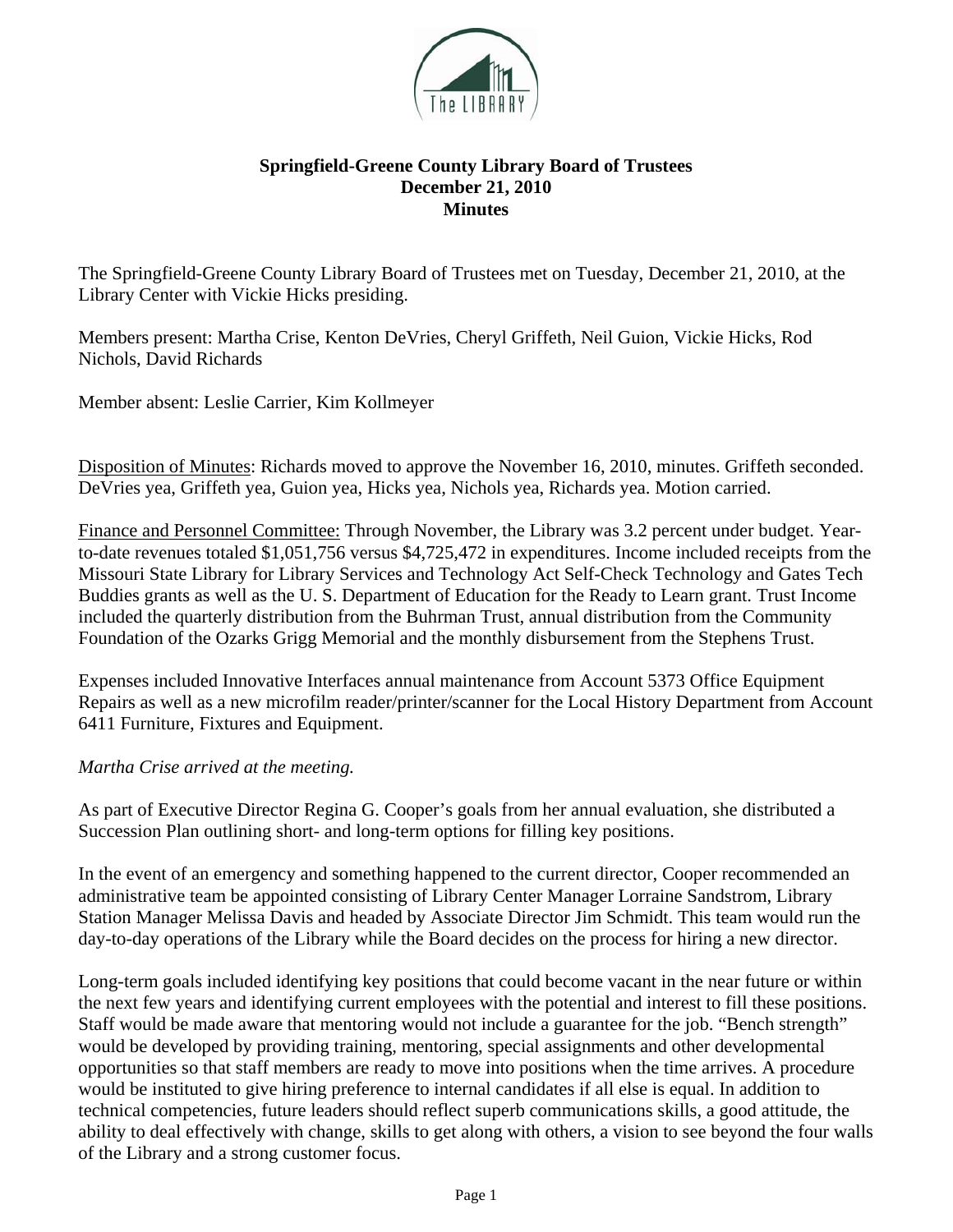**Springfield-Greene County Library Board of Trustees**
**December 21, 2010**
**Minutes**

The Springfield-Greene County Library Board of Trustees met on Tuesday, December 21, 2010, at the Library Center with Vickie Hicks presiding.

Members present: Martha Crise, Kenton DeVries, Cheryl Griffeth, Neil Guion, Vickie Hicks, Rod Nichols, David Richards

Member absent: Leslie Carrier, Kim Kollmeyer

Disposition of Minutes: Richards moved to approve the November 16, 2010, minutes. Griffeth seconded. DeVries yea, Griffeth yea, Guion yea, Hicks yea, Nichols yea, Richards yea. Motion carried.

Finance and Personnel Committee: Through November, the Library was 3.2 percent under budget. Year-to-date revenues totaled $1,051,756 versus $4,725,472 in expenditures. Income included receipts from the Missouri State Library for Library Services and Technology Act Self-Check Technology and Gates Tech Buddies grants as well as the U. S. Department of Education for the Ready to Learn grant. Trust Income included the quarterly distribution from the Buhrman Trust, annual distribution from the Community Foundation of the Ozarks Grigg Memorial and the monthly disbursement from the Stephens Trust.

Expenses included Innovative Interfaces annual maintenance from Account 5373 Office Equipment Repairs as well as a new microfilm reader/printer/scanner for the Local History Department from Account 6411 Furniture, Fixtures and Equipment.

*Martha Crise arrived at the meeting.*

As part of Executive Director Regina G. Cooper's goals from her annual evaluation, she distributed a Succession Plan outlining short- and long-term options for filling key positions.

In the event of an emergency and something happened to the current director, Cooper recommended an administrative team be appointed consisting of Library Center Manager Lorraine Sandstrom, Library Station Manager Melissa Davis and headed by Associate Director Jim Schmidt. This team would run the day-to-day operations of the Library while the Board decides on the process for hiring a new director.

Long-term goals included identifying key positions that could become vacant in the near future or within the next few years and identifying current employees with the potential and interest to fill these positions. Staff would be made aware that mentoring would not include a guarantee for the job. "Bench strength" would be developed by providing training, mentoring, special assignments and other developmental opportunities so that staff members are ready to move into positions when the time arrives. A procedure would be instituted to give hiring preference to internal candidates if all else is equal. In addition to technical competencies, future leaders should reflect superb communications skills, a good attitude, the ability to deal effectively with change, skills to get along with others, a vision to see beyond the four walls of the Library and a strong customer focus.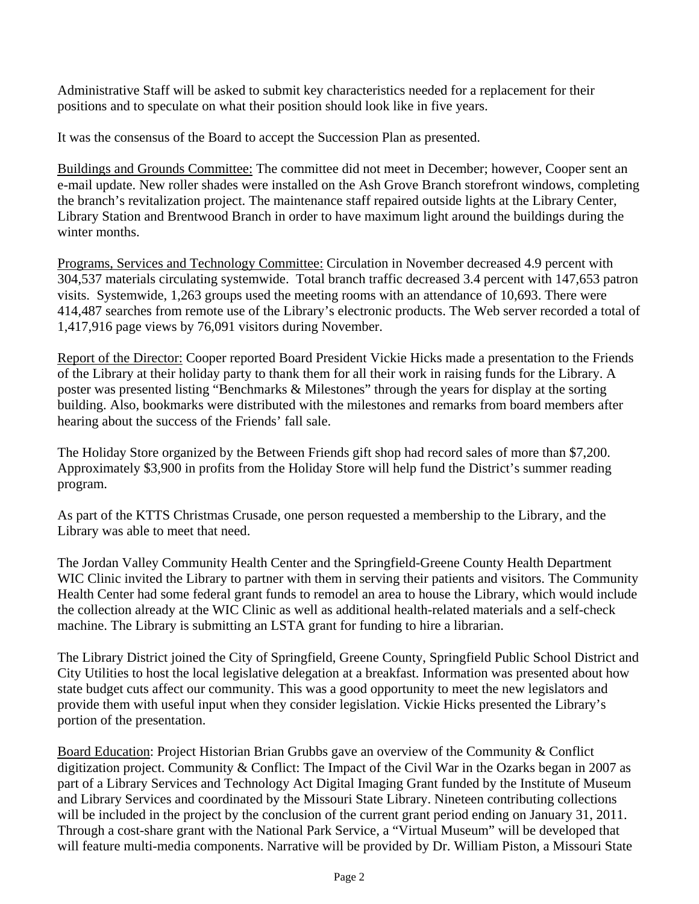Administrative Staff will be asked to submit key characteristics needed for a replacement for their positions and to speculate on what their position should look like in five years.

It was the consensus of the Board to accept the Succession Plan as presented.

<u>Buildings and Grounds Committee:</u> The committee did not meet in December; however, Cooper sent an e-mail update. New roller shades were installed on the Ash Grove Branch storefront windows, completing the branch's revitalization project. The maintenance staff repaired outside lights at the Library Center, Library Station and Brentwood Branch in order to have maximum light around the buildings during the winter months.

<u>Programs, Services and Technology Committee:</u> Circulation in November decreased 4.9 percent with 304,537 materials circulating systemwide. Total branch traffic decreased 3.4 percent with 147,653 patron visits. Systemwide, 1,263 groups used the meeting rooms with an attendance of 10,693. There were 414,487 searches from remote use of the Library's electronic products. The Web server recorded a total of 1,417,916 page views by 76,091 visitors during November.

<u>Report of the Director:</u> Cooper reported Board President Vickie Hicks made a presentation to the Friends of the Library at their holiday party to thank them for all their work in raising funds for the Library. A poster was presented listing "Benchmarks & Milestones" through the years for display at the sorting building. Also, bookmarks were distributed with the milestones and remarks from board members after hearing about the success of the Friends' fall sale.

The Holiday Store organized by the Between Friends gift shop had record sales of more than $7,200. Approximately $3,900 in profits from the Holiday Store will help fund the District's summer reading program.

As part of the KTTS Christmas Crusade, one person requested a membership to the Library, and the Library was able to meet that need.

The Jordan Valley Community Health Center and the Springfield-Greene County Health Department WIC Clinic invited the Library to partner with them in serving their patients and visitors. The Community Health Center had some federal grant funds to remodel an area to house the Library, which would include the collection already at the WIC Clinic as well as additional health-related materials and a self-check machine. The Library is submitting an LSTA grant for funding to hire a librarian.

The Library District joined the City of Springfield, Greene County, Springfield Public School District and City Utilities to host the local legislative delegation at a breakfast. Information was presented about how state budget cuts affect our community. This was a good opportunity to meet the new legislators and provide them with useful input when they consider legislation. Vickie Hicks presented the Library's portion of the presentation.

<u>Board Education</u>: Project Historian Brian Grubbs gave an overview of the Community & Conflict digitization project. Community & Conflict: The Impact of the Civil War in the Ozarks began in 2007 as part of a Library Services and Technology Act Digital Imaging Grant funded by the Institute of Museum and Library Services and coordinated by the Missouri State Library. Nineteen contributing collections will be included in the project by the conclusion of the current grant period ending on January 31, 2011. Through a cost-share grant with the National Park Service, a "Virtual Museum" will be developed that will feature multi-media components. Narrative will be provided by Dr. William Piston, a Missouri State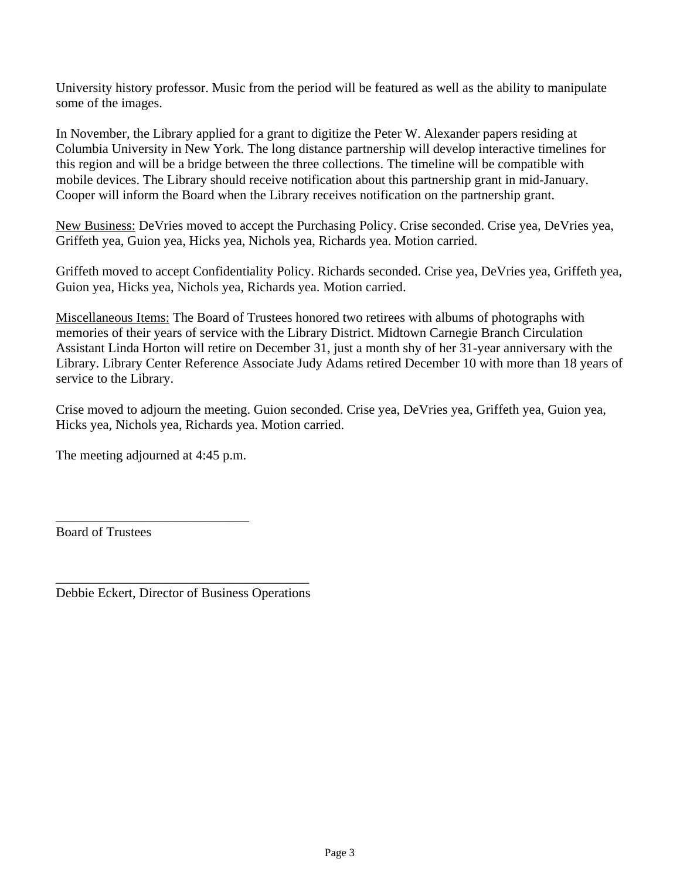University history professor. Music from the period will be featured as well as the ability to manipulate some of the images.

In November, the Library applied for a grant to digitize the Peter W. Alexander papers residing at Columbia University in New York. The long distance partnership will develop interactive timelines for this region and will be a bridge between the three collections. The timeline will be compatible with mobile devices. The Library should receive notification about this partnership grant in mid-January. Cooper will inform the Board when the Library receives notification on the partnership grant.

<u>New Business:</u> DeVries moved to accept the Purchasing Policy. Crise seconded. Crise yea, DeVries yea, Griffeth yea, Guion yea, Hicks yea, Nichols yea, Richards yea. Motion carried.

Griffeth moved to accept Confidentiality Policy. Richards seconded. Crise yea, DeVries yea, Griffeth yea, Guion yea, Hicks yea, Nichols yea, Richards yea. Motion carried.

<u>Miscellaneous Items:</u> The Board of Trustees honored two retirees with albums of photographs with memories of their years of service with the Library District. Midtown Carnegie Branch Circulation Assistant Linda Horton will retire on December 31, just a month shy of her 31-year anniversary with the Library. Library Center Reference Associate Judy Adams retired December 10 with more than 18 years of service to the Library.

Crise moved to adjourn the meeting. Guion seconded. Crise yea, DeVries yea, Griffeth yea, Guion yea, Hicks yea, Nichols yea, Richards yea. Motion carried.

The meeting adjourned at 4:45 p.m.

\_\_\_\_\_\_\_\_\_\_\_\_\_\_\_\_\_\_\_\_\_\_\_\_\_\_\_\_\_\_
Board of Trustees

\_\_\_\_\_\_\_\_\_\_\_\_\_\_\_\_\_\_\_\_\_\_\_\_\_\_\_\_\_\_\_\_\_\_\_\_\_\_\_
Debbie Eckert, Director of Business Operations